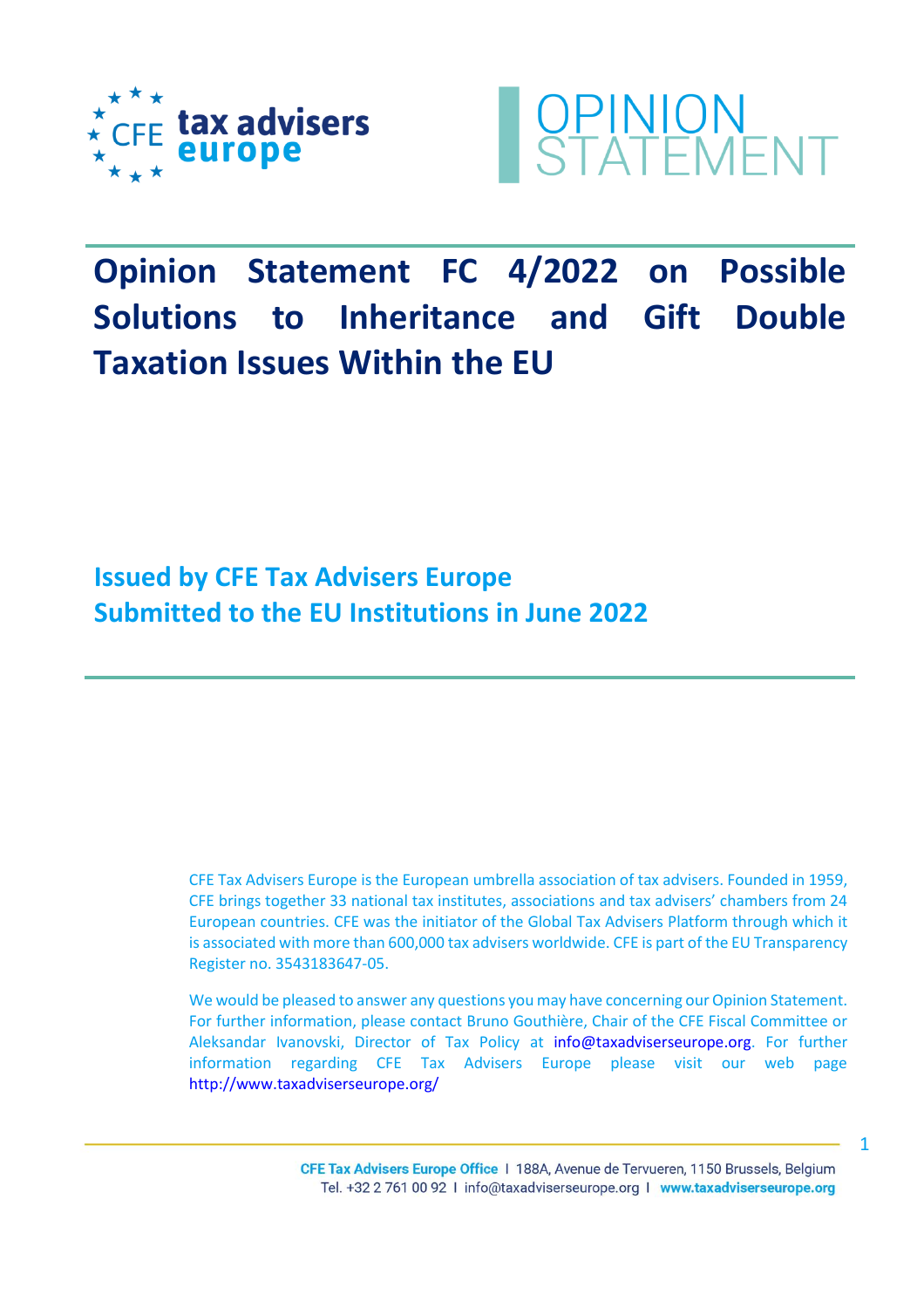# Opinion Statement FC 4/2022 on Possible Solutions to Inheritance and Gift Double Taxation Issues Within the EU

## Issued by CFE Tax Advisers Europe
## Submitted to the EU Institutions in June 2022

CFE Tax Advisers Europe is the European umbrella association of tax advisers. Founded in 1959, CFE brings together 33 national tax institutes, associations and tax advisers' chambers from 24 European countries. CFE was the initiator of the Global Tax Advisers Platform through which it is associated with more than 600,000 tax advisers worldwide. CFE is part of the EU Transparency Register no. 3543183647-05.

We would be pleased to answer any questions you may have concerning our Opinion Statement. For further information, please contact Bruno Gouthière, Chair of the CFE Fiscal Committee or Aleksandar Ivanovski, Director of Tax Policy at info@taxadviserseurope.org. For further information regarding CFE Tax Advisers Europe please visit our web page http://www.taxadviserseurope.org/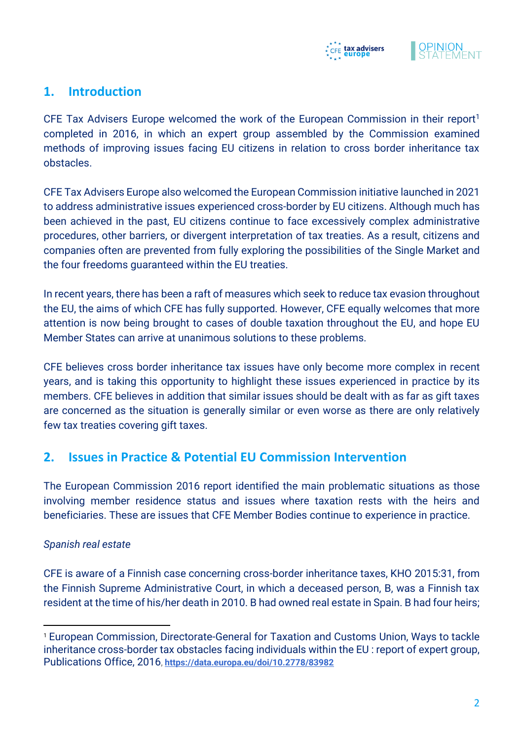## 1. Introduction

CFE Tax Advisers Europe welcomed the work of the European Commission in their report[1] completed in 2016, in which an expert group assembled by the Commission examined methods of improving issues facing EU citizens in relation to cross border inheritance tax obstacles.

CFE Tax Advisers Europe also welcomed the European Commission initiative launched in 2021 to address administrative issues experienced cross-border by EU citizens. Although much has been achieved in the past, EU citizens continue to face excessively complex administrative procedures, other barriers, or divergent interpretation of tax treaties. As a result, citizens and companies often are prevented from fully exploring the possibilities of the Single Market and the four freedoms guaranteed within the EU treaties.

In recent years, there has been a raft of measures which seek to reduce tax evasion throughout the EU, the aims of which CFE has fully supported. However, CFE equally welcomes that more attention is now being brought to cases of double taxation throughout the EU, and hope EU Member States can arrive at unanimous solutions to these problems.

CFE believes cross border inheritance tax issues have only become more complex in recent years, and is taking this opportunity to highlight these issues experienced in practice by its members. CFE believes in addition that similar issues should be dealt with as far as gift taxes are concerned as the situation is generally similar or even worse as there are only relatively few tax treaties covering gift taxes.

## 2. Issues in Practice & Potential EU Commission Intervention

The European Commission 2016 report identified the main problematic situations as those involving member residence status and issues where taxation rests with the heirs and beneficiaries. These are issues that CFE Member Bodies continue to experience in practice.

*Spanish real estate*

CFE is aware of a Finnish case concerning cross-border inheritance taxes, KHO 2015:31, from the Finnish Supreme Administrative Court, in which a deceased person, B, was a Finnish tax resident at the time of his/her death in 2010. B had owned real estate in Spain. B had four heirs;

---

[1] European Commission, Directorate-General for Taxation and Customs Union, Ways to tackle inheritance cross-border tax obstacles facing individuals within the EU : report of expert group, Publications Office, 2016, https://data.europa.eu/doi/10.2778/83982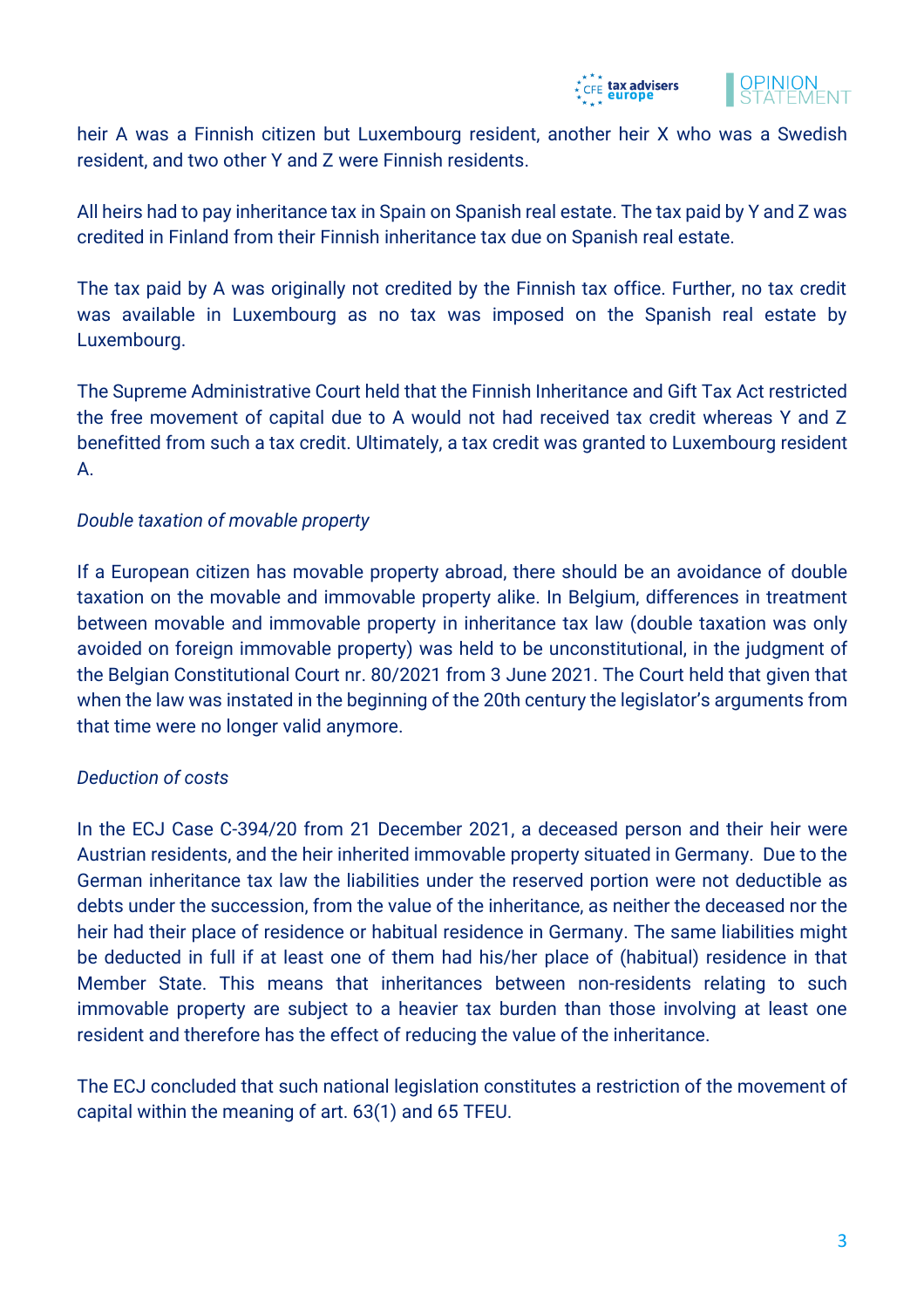heir A was a Finnish citizen but Luxembourg resident, another heir X who was a Swedish resident, and two other Y and Z were Finnish residents.

All heirs had to pay inheritance tax in Spain on Spanish real estate. The tax paid by Y and Z was credited in Finland from their Finnish inheritance tax due on Spanish real estate.

The tax paid by A was originally not credited by the Finnish tax office. Further, no tax credit was available in Luxembourg as no tax was imposed on the Spanish real estate by Luxembourg.

The Supreme Administrative Court held that the Finnish Inheritance and Gift Tax Act restricted the free movement of capital due to A would not had received tax credit whereas Y and Z benefitted from such a tax credit. Ultimately, a tax credit was granted to Luxembourg resident A.

*Double taxation of movable property*

If a European citizen has movable property abroad, there should be an avoidance of double taxation on the movable and immovable property alike. In Belgium, differences in treatment between movable and immovable property in inheritance tax law (double taxation was only avoided on foreign immovable property) was held to be unconstitutional, in the judgment of the Belgian Constitutional Court nr. 80/2021 from 3 June 2021. The Court held that given that when the law was instated in the beginning of the 20th century the legislator's arguments from that time were no longer valid anymore.

*Deduction of costs*

In the ECJ Case C-394/20 from 21 December 2021, a deceased person and their heir were Austrian residents, and the heir inherited immovable property situated in Germany. Due to the German inheritance tax law the liabilities under the reserved portion were not deductible as debts under the succession, from the value of the inheritance, as neither the deceased nor the heir had their place of residence or habitual residence in Germany. The same liabilities might be deducted in full if at least one of them had his/her place of (habitual) residence in that Member State. This means that inheritances between non-residents relating to such immovable property are subject to a heavier tax burden than those involving at least one resident and therefore has the effect of reducing the value of the inheritance.

The ECJ concluded that such national legislation constitutes a restriction of the movement of capital within the meaning of art. 63(1) and 65 TFEU.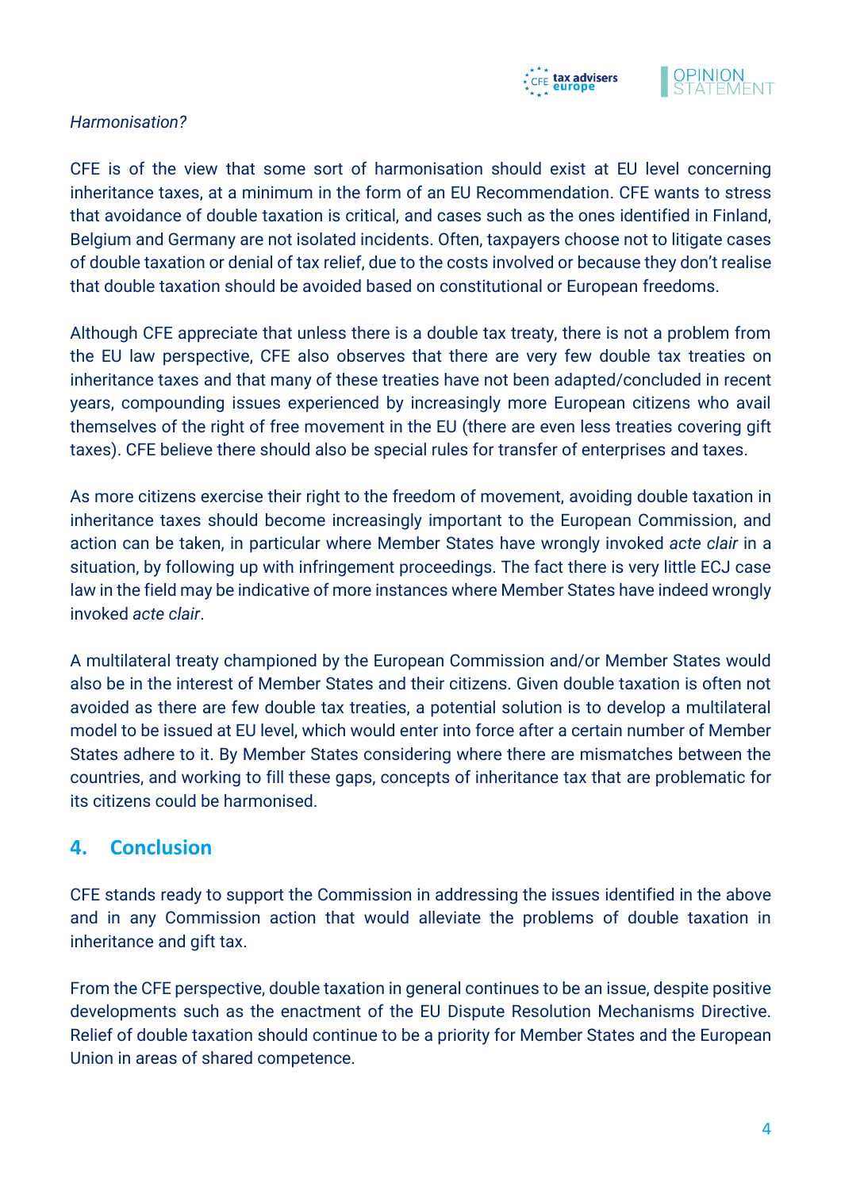*Harmonisation?*

CFE is of the view that some sort of harmonisation should exist at EU level concerning inheritance taxes, at a minimum in the form of an EU Recommendation. CFE wants to stress that avoidance of double taxation is critical, and cases such as the ones identified in Finland, Belgium and Germany are not isolated incidents. Often, taxpayers choose not to litigate cases of double taxation or denial of tax relief, due to the costs involved or because they don't realise that double taxation should be avoided based on constitutional or European freedoms.

Although CFE appreciate that unless there is a double tax treaty, there is not a problem from the EU law perspective, CFE also observes that there are very few double tax treaties on inheritance taxes and that many of these treaties have not been adapted/concluded in recent years, compounding issues experienced by increasingly more European citizens who avail themselves of the right of free movement in the EU (there are even less treaties covering gift taxes). CFE believe there should also be special rules for transfer of enterprises and taxes.

As more citizens exercise their right to the freedom of movement, avoiding double taxation in inheritance taxes should become increasingly important to the European Commission, and action can be taken, in particular where Member States have wrongly invoked *acte clair* in a situation, by following up with infringement proceedings. The fact there is very little ECJ case law in the field may be indicative of more instances where Member States have indeed wrongly invoked *acte clair*.

A multilateral treaty championed by the European Commission and/or Member States would also be in the interest of Member States and their citizens. Given double taxation is often not avoided as there are few double tax treaties, a potential solution is to develop a multilateral model to be issued at EU level, which would enter into force after a certain number of Member States adhere to it. By Member States considering where there are mismatches between the countries, and working to fill these gaps, concepts of inheritance tax that are problematic for its citizens could be harmonised.

## 4. Conclusion

CFE stands ready to support the Commission in addressing the issues identified in the above and in any Commission action that would alleviate the problems of double taxation in inheritance and gift tax.

From the CFE perspective, double taxation in general continues to be an issue, despite positive developments such as the enactment of the EU Dispute Resolution Mechanisms Directive. Relief of double taxation should continue to be a priority for Member States and the European Union in areas of shared competence.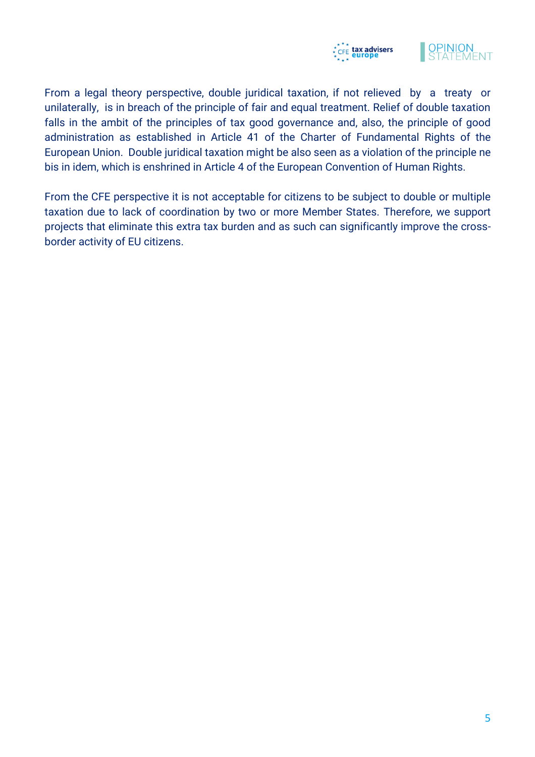From a legal theory perspective, double juridical taxation, if not relieved by a treaty or unilaterally, is in breach of the principle of fair and equal treatment. Relief of double taxation falls in the ambit of the principles of tax good governance and, also, the principle of good administration as established in Article 41 of the Charter of Fundamental Rights of the European Union. Double juridical taxation might be also seen as a violation of the principle ne bis in idem, which is enshrined in Article 4 of the European Convention of Human Rights.

From the CFE perspective it is not acceptable for citizens to be subject to double or multiple taxation due to lack of coordination by two or more Member States. Therefore, we support projects that eliminate this extra tax burden and as such can significantly improve the cross-border activity of EU citizens.